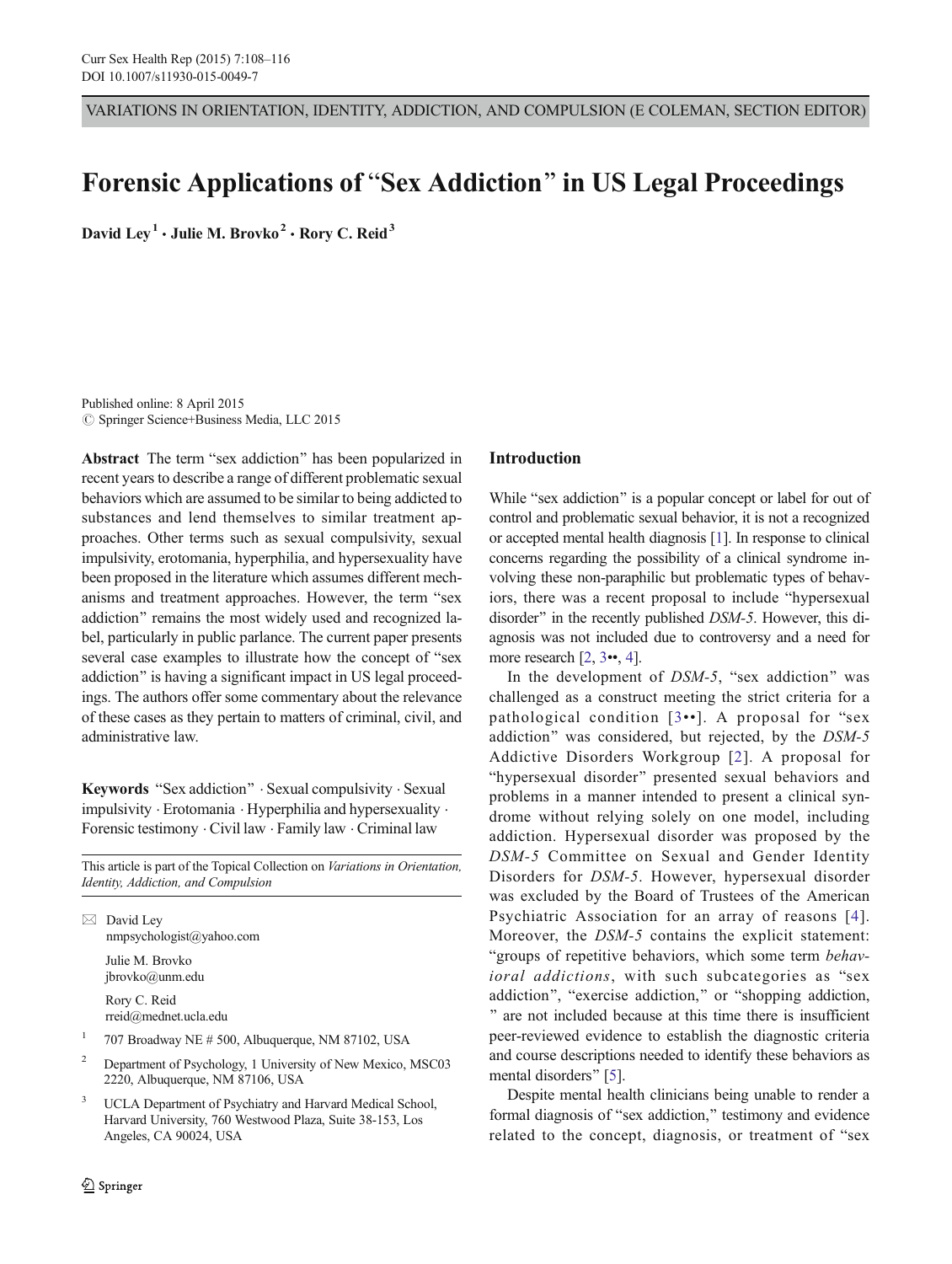VARIATIONS IN ORIENTATION, IDENTITY, ADDICTION, AND COMPULSION (E COLEMAN, SECTION EDITOR)

# Forensic Applications of "Sex Addiction" in US Legal Proceedings

**David Ley [1] · Julie M. Brovko [2] · Rory C. Reid [3]**

Published online: 8 April 2015
© Springer Science+Business Media, LLC 2015

**Abstract** The term "sex addiction" has been popularized in recent years to describe a range of different problematic sexual behaviors which are assumed to be similar to being addicted to substances and lend themselves to similar treatment approaches. Other terms such as sexual compulsivity, sexual impulsivity, erotomania, hyperphilia, and hypersexuality have been proposed in the literature which assumes different mechanisms and treatment approaches. However, the term "sex addiction" remains the most widely used and recognized label, particularly in public parlance. The current paper presents several case examples to illustrate how the concept of "sex addiction" is having a significant impact in US legal proceedings. The authors offer some commentary about the relevance of these cases as they pertain to matters of criminal, civil, and administrative law.

**Keywords** "Sex addiction" · Sexual compulsivity · Sexual impulsivity · Erotomania · Hyperphilia and hypersexuality · Forensic testimony · Civil law · Family law · Criminal law

This article is part of the Topical Collection on *Variations in Orientation, Identity, Addiction, and Compulsion*

✉ David Ley
nmpsychologist@yahoo.com

Julie M. Brovko
jbrovko@unm.edu

Rory C. Reid
rreid@mednet.ucla.edu

[1] 707 Broadway NE # 500, Albuquerque, NM 87102, USA

[2] Department of Psychology, 1 University of New Mexico, MSC03 2220, Albuquerque, NM 87106, USA

[3] UCLA Department of Psychiatry and Harvard Medical School, Harvard University, 760 Westwood Plaza, Suite 38-153, Los Angeles, CA 90024, USA

## Introduction

While "sex addiction" is a popular concept or label for out of control and problematic sexual behavior, it is not a recognized or accepted mental health diagnosis [1]. In response to clinical concerns regarding the possibility of a clinical syndrome involving these non-paraphilic but problematic types of behaviors, there was a recent proposal to include "hypersexual disorder" in the recently published *DSM-5*. However, this diagnosis was not included due to controversy and a need for more research [2, 3••, 4].

In the development of *DSM-5*, "sex addiction" was challenged as a construct meeting the strict criteria for a pathological condition [3••]. A proposal for "sex addiction" was considered, but rejected, by the *DSM-5* Addictive Disorders Workgroup [2]. A proposal for "hypersexual disorder" presented sexual behaviors and problems in a manner intended to present a clinical syndrome without relying solely on one model, including addiction. Hypersexual disorder was proposed by the *DSM-5* Committee on Sexual and Gender Identity Disorders for *DSM-5*. However, hypersexual disorder was excluded by the Board of Trustees of the American Psychiatric Association for an array of reasons [4]. Moreover, the *DSM-5* contains the explicit statement: "groups of repetitive behaviors, which some term *behavioral addictions*, with such subcategories as "sex addiction", "exercise addiction," or "shopping addiction," are not included because at this time there is insufficient peer-reviewed evidence to establish the diagnostic criteria and course descriptions needed to identify these behaviors as mental disorders" [5].

Despite mental health clinicians being unable to render a formal diagnosis of "sex addiction," testimony and evidence related to the concept, diagnosis, or treatment of "sex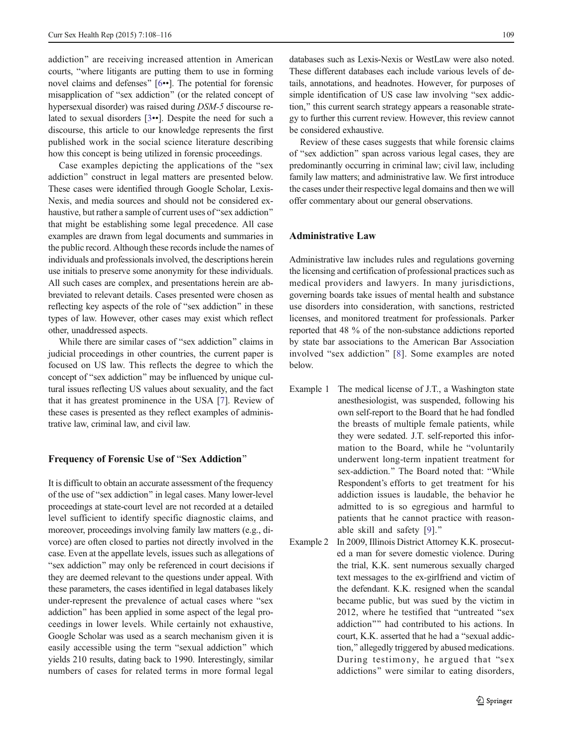addiction" are receiving increased attention in American courts, "where litigants are putting them to use in forming novel claims and defenses" [6••]. The potential for forensic misapplication of "sex addiction" (or the related concept of hypersexual disorder) was raised during *DSM-5* discourse related to sexual disorders [3••]. Despite the need for such a discourse, this article to our knowledge represents the first published work in the social science literature describing how this concept is being utilized in forensic proceedings.

Case examples depicting the applications of the "sex addiction" construct in legal matters are presented below. These cases were identified through Google Scholar, Lexis-Nexis, and media sources and should not be considered exhaustive, but rather a sample of current uses of "sex addiction" that might be establishing some legal precedence. All case examples are drawn from legal documents and summaries in the public record. Although these records include the names of individuals and professionals involved, the descriptions herein use initials to preserve some anonymity for these individuals. All such cases are complex, and presentations herein are abbreviated to relevant details. Cases presented were chosen as reflecting key aspects of the role of "sex addiction" in these types of law. However, other cases may exist which reflect other, unaddressed aspects.

While there are similar cases of "sex addiction" claims in judicial proceedings in other countries, the current paper is focused on US law. This reflects the degree to which the concept of "sex addiction" may be influenced by unique cultural issues reflecting US values about sexuality, and the fact that it has greatest prominence in the USA [7]. Review of these cases is presented as they reflect examples of administrative law, criminal law, and civil law.

## Frequency of Forensic Use of "Sex Addiction"

It is difficult to obtain an accurate assessment of the frequency of the use of "sex addiction" in legal cases. Many lower-level proceedings at state-court level are not recorded at a detailed level sufficient to identify specific diagnostic claims, and moreover, proceedings involving family law matters (e.g., divorce) are often closed to parties not directly involved in the case. Even at the appellate levels, issues such as allegations of "sex addiction" may only be referenced in court decisions if they are deemed relevant to the questions under appeal. With these parameters, the cases identified in legal databases likely under-represent the prevalence of actual cases where "sex addiction" has been applied in some aspect of the legal proceedings in lower levels. While certainly not exhaustive, Google Scholar was used as a search mechanism given it is easily accessible using the term "sexual addiction" which yields 210 results, dating back to 1990. Interestingly, similar numbers of cases for related terms in more formal legal databases such as Lexis-Nexis or WestLaw were also noted. These different databases each include various levels of details, annotations, and headnotes. However, for purposes of simple identification of US case law involving "sex addiction," this current search strategy appears a reasonable strategy to further this current review. However, this review cannot be considered exhaustive.

Review of these cases suggests that while forensic claims of "sex addiction" span across various legal cases, they are predominantly occurring in criminal law; civil law, including family law matters; and administrative law. We first introduce the cases under their respective legal domains and then we will offer commentary about our general observations.

## Administrative Law

Administrative law includes rules and regulations governing the licensing and certification of professional practices such as medical providers and lawyers. In many jurisdictions, governing boards take issues of mental health and substance use disorders into consideration, with sanctions, restricted licenses, and monitored treatment for professionals. Parker reported that 48 % of the non-substance addictions reported by state bar associations to the American Bar Association involved "sex addiction" [8]. Some examples are noted below.

Example 1 The medical license of J.T., a Washington state anesthesiologist, was suspended, following his own self-report to the Board that he had fondled the breasts of multiple female patients, while they were sedated. J.T. self-reported this information to the Board, while he "voluntarily underwent long-term inpatient treatment for sex-addiction." The Board noted that: "While Respondent's efforts to get treatment for his addiction issues is laudable, the behavior he admitted to is so egregious and harmful to patients that he cannot practice with reasonable skill and safety [9]."

Example 2 In 2009, Illinois District Attorney K.K. prosecuted a man for severe domestic violence. During the trial, K.K. sent numerous sexually charged text messages to the ex-girlfriend and victim of the defendant. K.K. resigned when the scandal became public, but was sued by the victim in 2012, where he testified that "untreated "sex addiction"" had contributed to his actions. In court, K.K. asserted that he had a "sexual addiction," allegedly triggered by abused medications. During testimony, he argued that "sex addictions" were similar to eating disorders,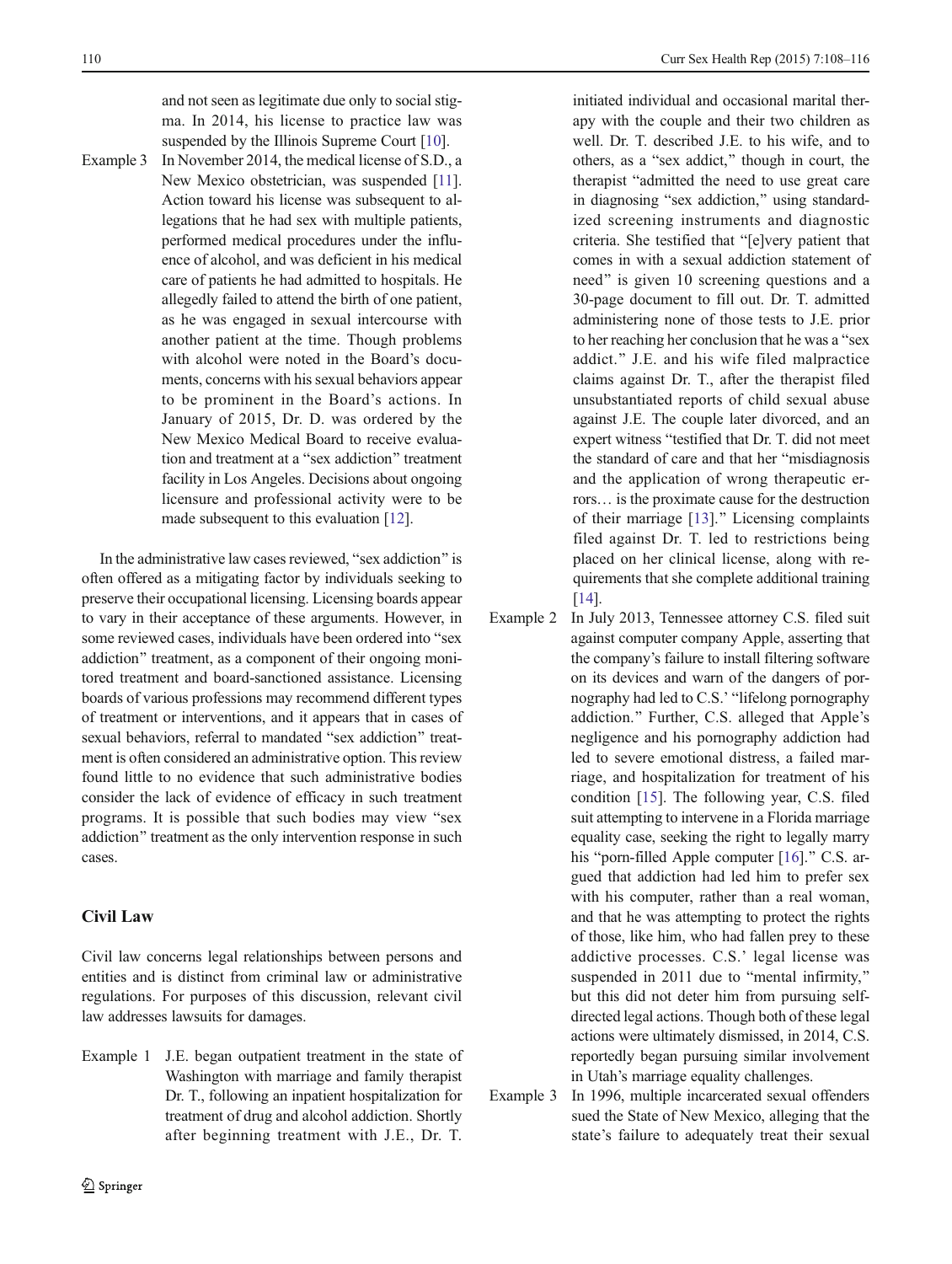and not seen as legitimate due only to social stigma. In 2014, his license to practice law was suspended by the Illinois Supreme Court [10].

Example 3 In November 2014, the medical license of S.D., a New Mexico obstetrician, was suspended [11]. Action toward his license was subsequent to allegations that he had sex with multiple patients, performed medical procedures under the influence of alcohol, and was deficient in his medical care of patients he had admitted to hospitals. He allegedly failed to attend the birth of one patient, as he was engaged in sexual intercourse with another patient at the time. Though problems with alcohol were noted in the Board's documents, concerns with his sexual behaviors appear to be prominent in the Board's actions. In January of 2015, Dr. D. was ordered by the New Mexico Medical Board to receive evaluation and treatment at a "sex addiction" treatment facility in Los Angeles. Decisions about ongoing licensure and professional activity were to be made subsequent to this evaluation [12].

In the administrative law cases reviewed, "sex addiction" is often offered as a mitigating factor by individuals seeking to preserve their occupational licensing. Licensing boards appear to vary in their acceptance of these arguments. However, in some reviewed cases, individuals have been ordered into "sex addiction" treatment, as a component of their ongoing monitored treatment and board-sanctioned assistance. Licensing boards of various professions may recommend different types of treatment or interventions, and it appears that in cases of sexual behaviors, referral to mandated "sex addiction" treatment is often considered an administrative option. This review found little to no evidence that such administrative bodies consider the lack of evidence of efficacy in such treatment programs. It is possible that such bodies may view "sex addiction" treatment as the only intervention response in such cases.

## Civil Law

Civil law concerns legal relationships between persons and entities and is distinct from criminal law or administrative regulations. For purposes of this discussion, relevant civil law addresses lawsuits for damages.

Example 1 J.E. began outpatient treatment in the state of Washington with marriage and family therapist Dr. T., following an inpatient hospitalization for treatment of drug and alcohol addiction. Shortly after beginning treatment with J.E., Dr. T. initiated individual and occasional marital therapy with the couple and their two children as well. Dr. T. described J.E. to his wife, and to others, as a "sex addict," though in court, the therapist "admitted the need to use great care in diagnosing "sex addiction," using standardized screening instruments and diagnostic criteria. She testified that "[e]very patient that comes in with a sexual addiction statement of need" is given 10 screening questions and a 30-page document to fill out. Dr. T. admitted administering none of those tests to J.E. prior to her reaching her conclusion that he was a "sex addict." J.E. and his wife filed malpractice claims against Dr. T., after the therapist filed unsubstantiated reports of child sexual abuse against J.E. The couple later divorced, and an expert witness "testified that Dr. T. did not meet the standard of care and that her "misdiagnosis and the application of wrong therapeutic errors… is the proximate cause for the destruction of their marriage [13]." Licensing complaints filed against Dr. T. led to restrictions being placed on her clinical license, along with requirements that she complete additional training [14].

Example 2 In July 2013, Tennessee attorney C.S. filed suit against computer company Apple, asserting that the company's failure to install filtering software on its devices and warn of the dangers of pornography had led to C.S.' "lifelong pornography addiction." Further, C.S. alleged that Apple's negligence and his pornography addiction had led to severe emotional distress, a failed marriage, and hospitalization for treatment of his condition [15]. The following year, C.S. filed suit attempting to intervene in a Florida marriage equality case, seeking the right to legally marry his "porn-filled Apple computer [16]." C.S. argued that addiction had led him to prefer sex with his computer, rather than a real woman, and that he was attempting to protect the rights of those, like him, who had fallen prey to these addictive processes. C.S.' legal license was suspended in 2011 due to "mental infirmity," but this did not deter him from pursuing self-directed legal actions. Though both of these legal actions were ultimately dismissed, in 2014, C.S. reportedly began pursuing similar involvement in Utah's marriage equality challenges.

Example 3 In 1996, multiple incarcerated sexual offenders sued the State of New Mexico, alleging that the state's failure to adequately treat their sexual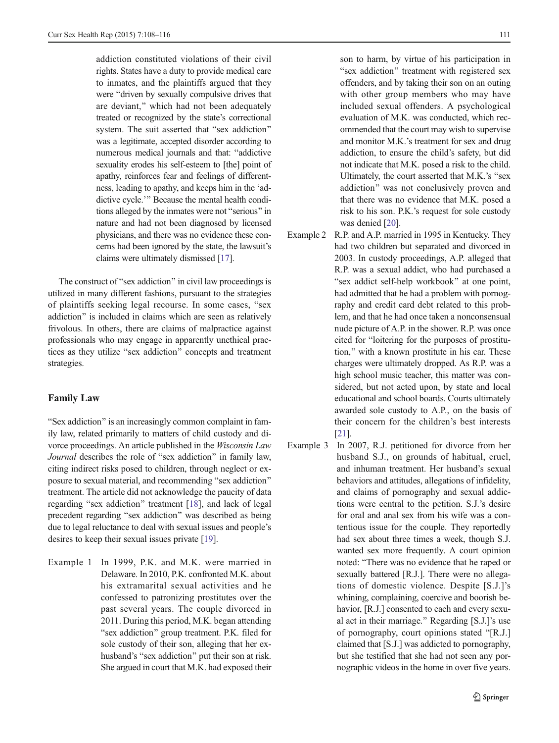addiction constituted violations of their civil rights. States have a duty to provide medical care to inmates, and the plaintiffs argued that they were "driven by sexually compulsive drives that are deviant," which had not been adequately treated or recognized by the state's correctional system. The suit asserted that "sex addiction" was a legitimate, accepted disorder according to numerous medical journals and that: "addictive sexuality erodes his self-esteem to [the] point of apathy, reinforces fear and feelings of differentness, leading to apathy, and keeps him in the 'addictive cycle.'" Because the mental health conditions alleged by the inmates were not "serious" in nature and had not been diagnosed by licensed physicians, and there was no evidence these concerns had been ignored by the state, the lawsuit's claims were ultimately dismissed [17].

The construct of "sex addiction" in civil law proceedings is utilized in many different fashions, pursuant to the strategies of plaintiffs seeking legal recourse. In some cases, "sex addiction" is included in claims which are seen as relatively frivolous. In others, there are claims of malpractice against professionals who may engage in apparently unethical practices as they utilize "sex addiction" concepts and treatment strategies.

## Family Law

"Sex addiction" is an increasingly common complaint in family law, related primarily to matters of child custody and divorce proceedings. An article published in the *Wisconsin Law Journal* describes the role of "sex addiction" in family law, citing indirect risks posed to children, through neglect or exposure to sexual material, and recommending "sex addiction" treatment. The article did not acknowledge the paucity of data regarding "sex addiction" treatment [18], and lack of legal precedent regarding "sex addiction" was described as being due to legal reluctance to deal with sexual issues and people's desires to keep their sexual issues private [19].

Example 1 In 1999, P.K. and M.K. were married in Delaware. In 2010, P.K. confronted M.K. about his extramarital sexual activities and he confessed to patronizing prostitutes over the past several years. The couple divorced in 2011. During this period, M.K. began attending "sex addiction" group treatment. P.K. filed for sole custody of their son, alleging that her ex-husband's "sex addiction" put their son at risk. She argued in court that M.K. had exposed their son to harm, by virtue of his participation in "sex addiction" treatment with registered sex offenders, and by taking their son on an outing with other group members who may have included sexual offenders. A psychological evaluation of M.K. was conducted, which recommended that the court may wish to supervise and monitor M.K.'s treatment for sex and drug addiction, to ensure the child's safety, but did not indicate that M.K. posed a risk to the child. Ultimately, the court asserted that M.K.'s "sex addiction" was not conclusively proven and that there was no evidence that M.K. posed a risk to his son. P.K.'s request for sole custody was denied [20].

Example 2 R.P. and A.P. married in 1995 in Kentucky. They had two children but separated and divorced in 2003. In custody proceedings, A.P. alleged that R.P. was a sexual addict, who had purchased a "sex addict self-help workbook" at one point, had admitted that he had a problem with pornography and credit card debt related to this problem, and that he had once taken a nonconsensual nude picture of A.P. in the shower. R.P. was once cited for "loitering for the purposes of prostitution," with a known prostitute in his car. These charges were ultimately dropped. As R.P. was a high school music teacher, this matter was considered, but not acted upon, by state and local educational and school boards. Courts ultimately awarded sole custody to A.P., on the basis of their concern for the children's best interests [21].

Example 3 In 2007, R.J. petitioned for divorce from her husband S.J., on grounds of habitual, cruel, and inhuman treatment. Her husband's sexual behaviors and attitudes, allegations of infidelity, and claims of pornography and sexual addictions were central to the petition. S.J.'s desire for oral and anal sex from his wife was a contentious issue for the couple. They reportedly had sex about three times a week, though S.J. wanted sex more frequently. A court opinion noted: "There was no evidence that he raped or sexually battered [R.J.]. There were no allegations of domestic violence. Despite [S.J.]'s whining, complaining, coercive and boorish behavior, [R.J.] consented to each and every sexual act in their marriage." Regarding [S.J.]'s use of pornography, court opinions stated "[R.J.] claimed that [S.J.] was addicted to pornography, but she testified that she had not seen any pornographic videos in the home in over five years.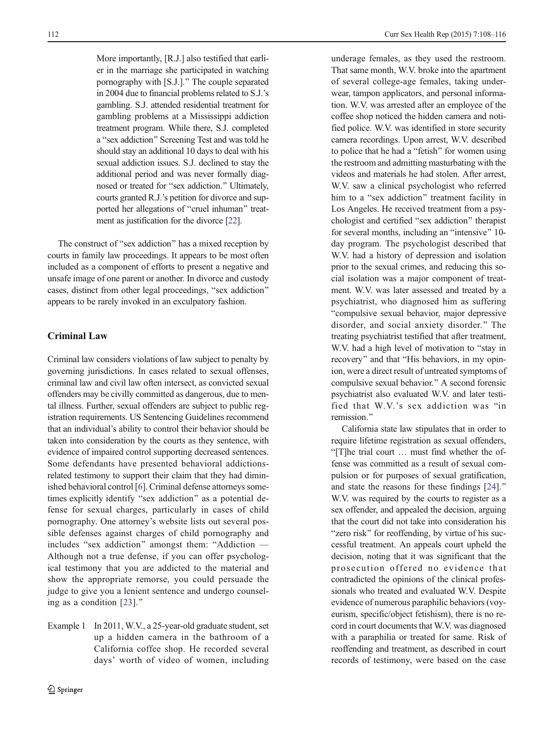More importantly, [R.J.] also testified that earlier in the marriage she participated in watching pornography with [S.J.]." The couple separated in 2004 due to financial problems related to S.J.'s gambling. S.J. attended residential treatment for gambling problems at a Mississippi addiction treatment program. While there, S.J. completed a "sex addiction" Screening Test and was told he should stay an additional 10 days to deal with his sexual addiction issues. S.J. declined to stay the additional period and was never formally diagnosed or treated for "sex addiction." Ultimately, courts granted R.J.'s petition for divorce and supported her allegations of "cruel inhuman" treatment as justification for the divorce [22].

The construct of "sex addiction" has a mixed reception by courts in family law proceedings. It appears to be most often included as a component of efforts to present a negative and unsafe image of one parent or another. In divorce and custody cases, distinct from other legal proceedings, "sex addiction" appears to be rarely invoked in an exculpatory fashion.

## Criminal Law

Criminal law considers violations of law subject to penalty by governing jurisdictions. In cases related to sexual offenses, criminal law and civil law often intersect, as convicted sexual offenders may be civilly committed as dangerous, due to mental illness. Further, sexual offenders are subject to public registration requirements. US Sentencing Guidelines recommend that an individual's ability to control their behavior should be taken into consideration by the courts as they sentence, with evidence of impaired control supporting decreased sentences. Some defendants have presented behavioral addictions-related testimony to support their claim that they had diminished behavioral control [6]. Criminal defense attorneys sometimes explicitly identify "sex addiction" as a potential defense for sexual charges, particularly in cases of child pornography. One attorney's website lists out several possible defenses against charges of child pornography and includes "sex addiction" amongst them: "Addiction — Although not a true defense, if you can offer psychological testimony that you are addicted to the material and show the appropriate remorse, you could persuade the judge to give you a lenient sentence and undergo counseling as a condition [23]."

Example 1 In 2011, W.V., a 25-year-old graduate student, set up a hidden camera in the bathroom of a California coffee shop. He recorded several days' worth of video of women, including underage females, as they used the restroom. That same month, W.V. broke into the apartment of several college-age females, taking underwear, tampon applicators, and personal information. W.V. was arrested after an employee of the coffee shop noticed the hidden camera and notified police. W.V. was identified in store security camera recordings. Upon arrest, W.V. described to police that he had a "fetish" for women using the restroom and admitting masturbating with the videos and materials he had stolen. After arrest, W.V. saw a clinical psychologist who referred him to a "sex addiction" treatment facility in Los Angeles. He received treatment from a psychologist and certified "sex addiction" therapist for several months, including an "intensive" 10-day program. The psychologist described that W.V. had a history of depression and isolation prior to the sexual crimes, and reducing this social isolation was a major component of treatment. W.V. was later assessed and treated by a psychiatrist, who diagnosed him as suffering "compulsive sexual behavior, major depressive disorder, and social anxiety disorder." The treating psychiatrist testified that after treatment, W.V. had a high level of motivation to "stay in recovery" and that "His behaviors, in my opinion, were a direct result of untreated symptoms of compulsive sexual behavior." A second forensic psychiatrist also evaluated W.V. and later testified that W.V.'s sex addiction was "in remission."

California state law stipulates that in order to require lifetime registration as sexual offenders, "[T]he trial court … must find whether the offense was committed as a result of sexual compulsion or for purposes of sexual gratification, and state the reasons for these findings [24]." W.V. was required by the courts to register as a sex offender, and appealed the decision, arguing that the court did not take into consideration his "zero risk" for reoffending, by virtue of his successful treatment. An appeals court upheld the decision, noting that it was significant that the prosecution offered no evidence that contradicted the opinions of the clinical professionals who treated and evaluated W.V. Despite evidence of numerous paraphilic behaviors (voyeurism, specific/object fetishism), there is no record in court documents that W.V. was diagnosed with a paraphilia or treated for same. Risk of reoffending and treatment, as described in court records of testimony, were based on the case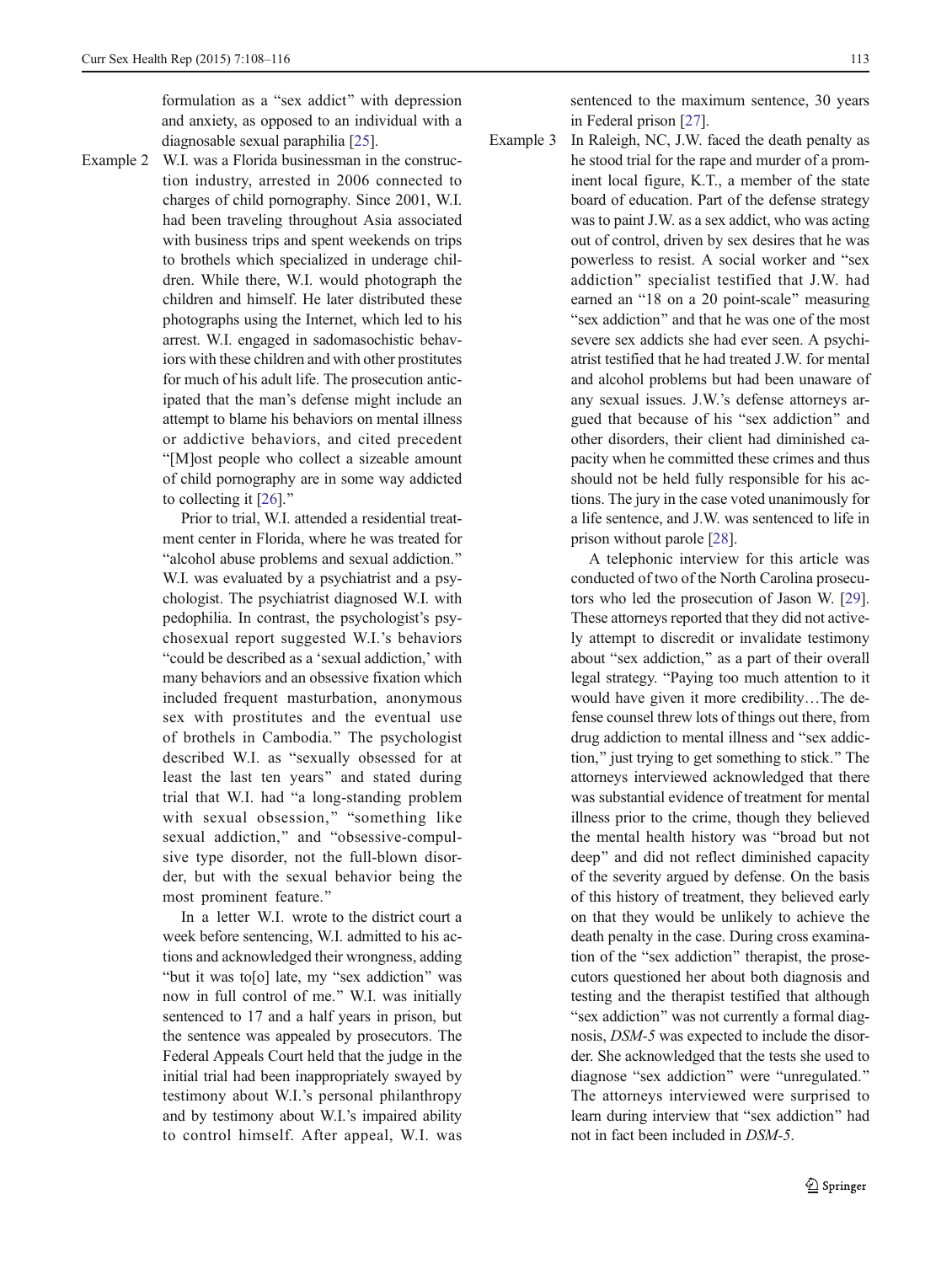formulation as a "sex addict" with depression and anxiety, as opposed to an individual with a diagnosable sexual paraphilia [25].

Example 2 W.I. was a Florida businessman in the construction industry, arrested in 2006 connected to charges of child pornography. Since 2001, W.I. had been traveling throughout Asia associated with business trips and spent weekends on trips to brothels which specialized in underage children. While there, W.I. would photograph the children and himself. He later distributed these photographs using the Internet, which led to his arrest. W.I. engaged in sadomasochistic behaviors with these children and with other prostitutes for much of his adult life. The prosecution anticipated that the man's defense might include an attempt to blame his behaviors on mental illness or addictive behaviors, and cited precedent "[M]ost people who collect a sizeable amount of child pornography are in some way addicted to collecting it [26]."

Prior to trial, W.I. attended a residential treatment center in Florida, where he was treated for "alcohol abuse problems and sexual addiction." W.I. was evaluated by a psychiatrist and a psychologist. The psychiatrist diagnosed W.I. with pedophilia. In contrast, the psychologist's psychosexual report suggested W.I.'s behaviors "could be described as a 'sexual addiction,' with many behaviors and an obsessive fixation which included frequent masturbation, anonymous sex with prostitutes and the eventual use of brothels in Cambodia." The psychologist described W.I. as "sexually obsessed for at least the last ten years" and stated during trial that W.I. had "a long-standing problem with sexual obsession," "something like sexual addiction," and "obsessive-compulsive type disorder, not the full-blown disorder, but with the sexual behavior being the most prominent feature."

In a letter W.I. wrote to the district court a week before sentencing, W.I. admitted to his actions and acknowledged their wrongness, adding "but it was to[o] late, my "sex addiction" was now in full control of me." W.I. was initially sentenced to 17 and a half years in prison, but the sentence was appealed by prosecutors. The Federal Appeals Court held that the judge in the initial trial had been inappropriately swayed by testimony about W.I.'s personal philanthropy and by testimony about W.I.'s impaired ability to control himself. After appeal, W.I. was sentenced to the maximum sentence, 30 years in Federal prison [27].

Example 3 In Raleigh, NC, J.W. faced the death penalty as he stood trial for the rape and murder of a prominent local figure, K.T., a member of the state board of education. Part of the defense strategy was to paint J.W. as a sex addict, who was acting out of control, driven by sex desires that he was powerless to resist. A social worker and "sex addiction" specialist testified that J.W. had earned an "18 on a 20 point-scale" measuring "sex addiction" and that he was one of the most severe sex addicts she had ever seen. A psychiatrist testified that he had treated J.W. for mental and alcohol problems but had been unaware of any sexual issues. J.W.'s defense attorneys argued that because of his "sex addiction" and other disorders, their client had diminished capacity when he committed these crimes and thus should not be held fully responsible for his actions. The jury in the case voted unanimously for a life sentence, and J.W. was sentenced to life in prison without parole [28].

A telephonic interview for this article was conducted of two of the North Carolina prosecutors who led the prosecution of Jason W. [29]. These attorneys reported that they did not actively attempt to discredit or invalidate testimony about "sex addiction," as a part of their overall legal strategy. "Paying too much attention to it would have given it more credibility…The defense counsel threw lots of things out there, from drug addiction to mental illness and "sex addiction," just trying to get something to stick." The attorneys interviewed acknowledged that there was substantial evidence of treatment for mental illness prior to the crime, though they believed the mental health history was "broad but not deep" and did not reflect diminished capacity of the severity argued by defense. On the basis of this history of treatment, they believed early on that they would be unlikely to achieve the death penalty in the case. During cross examination of the "sex addiction" therapist, the prosecutors questioned her about both diagnosis and testing and the therapist testified that although "sex addiction" was not currently a formal diagnosis, *DSM-5* was expected to include the disorder. She acknowledged that the tests she used to diagnose "sex addiction" were "unregulated." The attorneys interviewed were surprised to learn during interview that "sex addiction" had not in fact been included in *DSM-5*.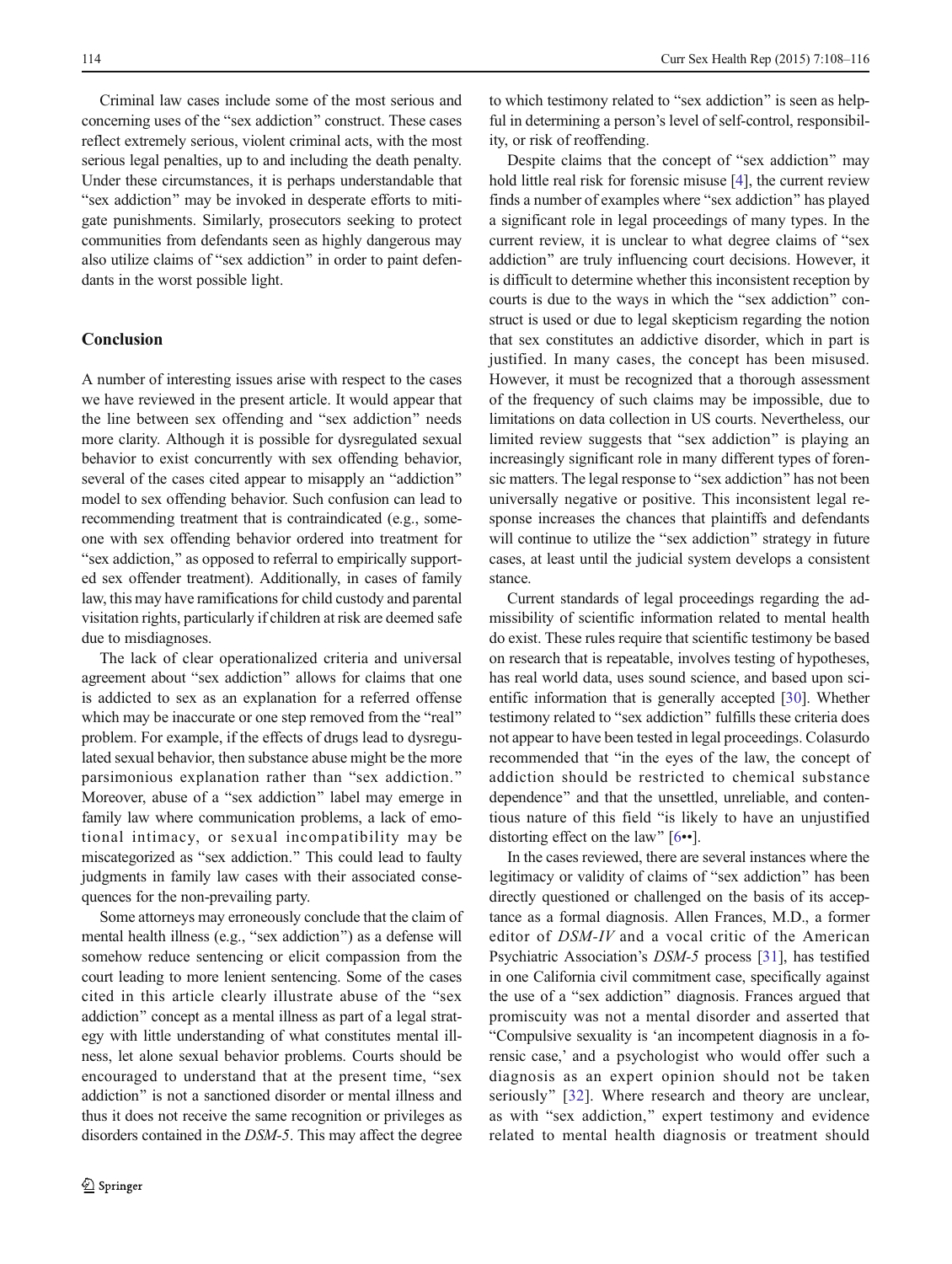Criminal law cases include some of the most serious and concerning uses of the "sex addiction" construct. These cases reflect extremely serious, violent criminal acts, with the most serious legal penalties, up to and including the death penalty. Under these circumstances, it is perhaps understandable that "sex addiction" may be invoked in desperate efforts to mitigate punishments. Similarly, prosecutors seeking to protect communities from defendants seen as highly dangerous may also utilize claims of "sex addiction" in order to paint defendants in the worst possible light.

## Conclusion

A number of interesting issues arise with respect to the cases we have reviewed in the present article. It would appear that the line between sex offending and "sex addiction" needs more clarity. Although it is possible for dysregulated sexual behavior to exist concurrently with sex offending behavior, several of the cases cited appear to misapply an "addiction" model to sex offending behavior. Such confusion can lead to recommending treatment that is contraindicated (e.g., someone with sex offending behavior ordered into treatment for "sex addiction," as opposed to referral to empirically supported sex offender treatment). Additionally, in cases of family law, this may have ramifications for child custody and parental visitation rights, particularly if children at risk are deemed safe due to misdiagnoses.

The lack of clear operationalized criteria and universal agreement about "sex addiction" allows for claims that one is addicted to sex as an explanation for a referred offense which may be inaccurate or one step removed from the "real" problem. For example, if the effects of drugs lead to dysregulated sexual behavior, then substance abuse might be the more parsimonious explanation rather than "sex addiction." Moreover, abuse of a "sex addiction" label may emerge in family law where communication problems, a lack of emotional intimacy, or sexual incompatibility may be miscategorized as "sex addiction." This could lead to faulty judgments in family law cases with their associated consequences for the non-prevailing party.

Some attorneys may erroneously conclude that the claim of mental health illness (e.g., "sex addiction") as a defense will somehow reduce sentencing or elicit compassion from the court leading to more lenient sentencing. Some of the cases cited in this article clearly illustrate abuse of the "sex addiction" concept as a mental illness as part of a legal strategy with little understanding of what constitutes mental illness, let alone sexual behavior problems. Courts should be encouraged to understand that at the present time, "sex addiction" is not a sanctioned disorder or mental illness and thus it does not receive the same recognition or privileges as disorders contained in the *DSM-5*. This may affect the degree to which testimony related to "sex addiction" is seen as helpful in determining a person's level of self-control, responsibility, or risk of reoffending.

Despite claims that the concept of "sex addiction" may hold little real risk for forensic misuse [4], the current review finds a number of examples where "sex addiction" has played a significant role in legal proceedings of many types. In the current review, it is unclear to what degree claims of "sex addiction" are truly influencing court decisions. However, it is difficult to determine whether this inconsistent reception by courts is due to the ways in which the "sex addiction" construct is used or due to legal skepticism regarding the notion that sex constitutes an addictive disorder, which in part is justified. In many cases, the concept has been misused. However, it must be recognized that a thorough assessment of the frequency of such claims may be impossible, due to limitations on data collection in US courts. Nevertheless, our limited review suggests that "sex addiction" is playing an increasingly significant role in many different types of forensic matters. The legal response to "sex addiction" has not been universally negative or positive. This inconsistent legal response increases the chances that plaintiffs and defendants will continue to utilize the "sex addiction" strategy in future cases, at least until the judicial system develops a consistent stance.

Current standards of legal proceedings regarding the admissibility of scientific information related to mental health do exist. These rules require that scientific testimony be based on research that is repeatable, involves testing of hypotheses, has real world data, uses sound science, and based upon scientific information that is generally accepted [30]. Whether testimony related to "sex addiction" fulfills these criteria does not appear to have been tested in legal proceedings. Colasurdo recommended that "in the eyes of the law, the concept of addiction should be restricted to chemical substance dependence" and that the unsettled, unreliable, and contentious nature of this field "is likely to have an unjustified distorting effect on the law" [6••].

In the cases reviewed, there are several instances where the legitimacy or validity of claims of "sex addiction" has been directly questioned or challenged on the basis of its acceptance as a formal diagnosis. Allen Frances, M.D., a former editor of *DSM-IV* and a vocal critic of the American Psychiatric Association's *DSM-5* process [31], has testified in one California civil commitment case, specifically against the use of a "sex addiction" diagnosis. Frances argued that promiscuity was not a mental disorder and asserted that "Compulsive sexuality is 'an incompetent diagnosis in a forensic case,' and a psychologist who would offer such a diagnosis as an expert opinion should not be taken seriously" [32]. Where research and theory are unclear, as with "sex addiction," expert testimony and evidence related to mental health diagnosis or treatment should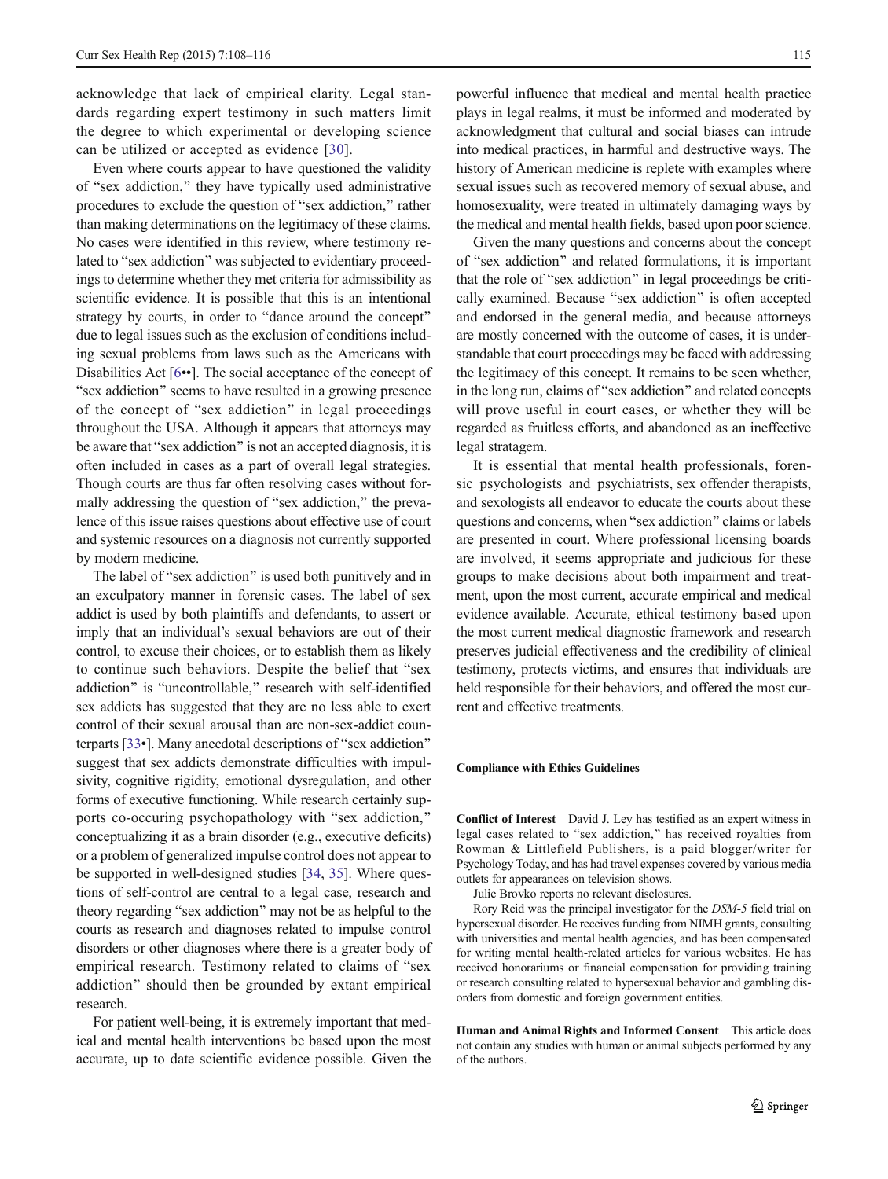acknowledge that lack of empirical clarity. Legal standards regarding expert testimony in such matters limit the degree to which experimental or developing science can be utilized or accepted as evidence [30].

Even where courts appear to have questioned the validity of "sex addiction," they have typically used administrative procedures to exclude the question of "sex addiction," rather than making determinations on the legitimacy of these claims. No cases were identified in this review, where testimony related to "sex addiction" was subjected to evidentiary proceedings to determine whether they met criteria for admissibility as scientific evidence. It is possible that this is an intentional strategy by courts, in order to "dance around the concept" due to legal issues such as the exclusion of conditions including sexual problems from laws such as the Americans with Disabilities Act [6••]. The social acceptance of the concept of "sex addiction" seems to have resulted in a growing presence of the concept of "sex addiction" in legal proceedings throughout the USA. Although it appears that attorneys may be aware that "sex addiction" is not an accepted diagnosis, it is often included in cases as a part of overall legal strategies. Though courts are thus far often resolving cases without formally addressing the question of "sex addiction," the prevalence of this issue raises questions about effective use of court and systemic resources on a diagnosis not currently supported by modern medicine.

The label of "sex addiction" is used both punitively and in an exculpatory manner in forensic cases. The label of sex addict is used by both plaintiffs and defendants, to assert or imply that an individual's sexual behaviors are out of their control, to excuse their choices, or to establish them as likely to continue such behaviors. Despite the belief that "sex addiction" is "uncontrollable," research with self-identified sex addicts has suggested that they are no less able to exert control of their sexual arousal than are non-sex-addict counterparts [33•]. Many anecdotal descriptions of "sex addiction" suggest that sex addicts demonstrate difficulties with impulsivity, cognitive rigidity, emotional dysregulation, and other forms of executive functioning. While research certainly supports co-occuring psychopathology with "sex addiction," conceptualizing it as a brain disorder (e.g., executive deficits) or a problem of generalized impulse control does not appear to be supported in well-designed studies [34, 35]. Where questions of self-control are central to a legal case, research and theory regarding "sex addiction" may not be as helpful to the courts as research and diagnoses related to impulse control disorders or other diagnoses where there is a greater body of empirical research. Testimony related to claims of "sex addiction" should then be grounded by extant empirical research.

For patient well-being, it is extremely important that medical and mental health interventions be based upon the most accurate, up to date scientific evidence possible. Given the powerful influence that medical and mental health practice plays in legal realms, it must be informed and moderated by acknowledgment that cultural and social biases can intrude into medical practices, in harmful and destructive ways. The history of American medicine is replete with examples where sexual issues such as recovered memory of sexual abuse, and homosexuality, were treated in ultimately damaging ways by the medical and mental health fields, based upon poor science.

Given the many questions and concerns about the concept of "sex addiction" and related formulations, it is important that the role of "sex addiction" in legal proceedings be critically examined. Because "sex addiction" is often accepted and endorsed in the general media, and because attorneys are mostly concerned with the outcome of cases, it is understandable that court proceedings may be faced with addressing the legitimacy of this concept. It remains to be seen whether, in the long run, claims of "sex addiction" and related concepts will prove useful in court cases, or whether they will be regarded as fruitless efforts, and abandoned as an ineffective legal stratagem.

It is essential that mental health professionals, forensic psychologists and psychiatrists, sex offender therapists, and sexologists all endeavor to educate the courts about these questions and concerns, when "sex addiction" claims or labels are presented in court. Where professional licensing boards are involved, it seems appropriate and judicious for these groups to make decisions about both impairment and treatment, upon the most current, accurate empirical and medical evidence available. Accurate, ethical testimony based upon the most current medical diagnostic framework and research preserves judicial effectiveness and the credibility of clinical testimony, protects victims, and ensures that individuals are held responsible for their behaviors, and offered the most current and effective treatments.

#### Compliance with Ethics Guidelines

**Conflict of Interest** David J. Ley has testified as an expert witness in legal cases related to "sex addiction," has received royalties from Rowman & Littlefield Publishers, is a paid blogger/writer for Psychology Today, and has had travel expenses covered by various media outlets for appearances on television shows.

Julie Brovko reports no relevant disclosures.

Rory Reid was the principal investigator for the *DSM-5* field trial on hypersexual disorder. He receives funding from NIMH grants, consulting with universities and mental health agencies, and has been compensated for writing mental health-related articles for various websites. He has received honorariums or financial compensation for providing training or research consulting related to hypersexual behavior and gambling disorders from domestic and foreign government entities.

**Human and Animal Rights and Informed Consent** This article does not contain any studies with human or animal subjects performed by any of the authors.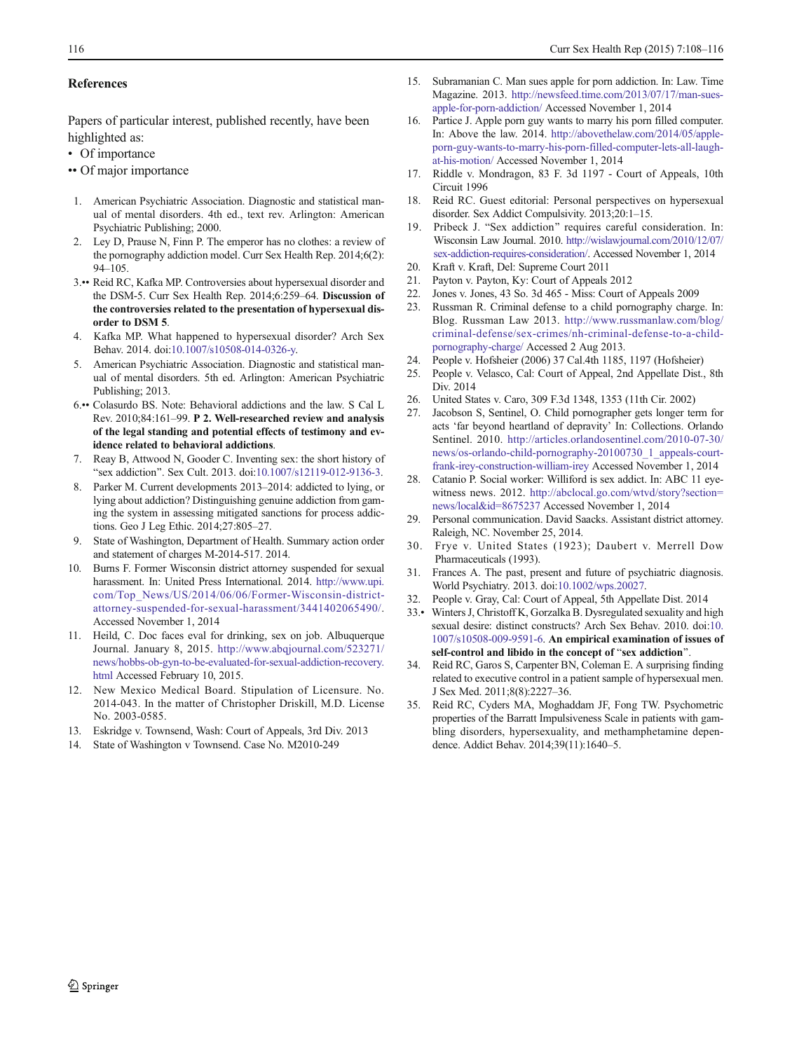## References

Papers of particular interest, published recently, have been highlighted as:

- • Of importance
- •• Of major importance

1. American Psychiatric Association. Diagnostic and statistical manual of mental disorders. 4th ed., text rev. Arlington: American Psychiatric Publishing; 2000.
2. Ley D, Prause N, Finn P. The emperor has no clothes: a review of the pornography addiction model. Curr Sex Health Rep. 2014;6(2):94–105.
3. •• Reid RC, Kafka MP. Controversies about hypersexual disorder and the DSM-5. Curr Sex Health Rep. 2014;6:259–64. **Discussion of the controversies related to the presentation of hypersexual disorder to DSM 5**.
4. Kafka MP. What happened to hypersexual disorder? Arch Sex Behav. 2014. doi:10.1007/s10508-014-0326-y.
5. American Psychiatric Association. Diagnostic and statistical manual of mental disorders. 5th ed. Arlington: American Psychiatric Publishing; 2013.
6. •• Colasurdo BS. Note: Behavioral addictions and the law. S Cal L Rev. 2010;84:161–99. **P 2. Well-researched review and analysis of the legal standing and potential effects of testimony and evidence related to behavioral addictions**.
7. Reay B, Attwood N, Gooder C. Inventing sex: the short history of "sex addiction". Sex Cult. 2013. doi:10.1007/s12119-012-9136-3.
8. Parker M. Current developments 2013–2014: addicted to lying, or lying about addiction? Distinguishing genuine addiction from gaming the system in assessing mitigated sanctions for process addictions. Geo J Leg Ethic. 2014;27:805–27.
9. State of Washington, Department of Health. Summary action order and statement of charges M-2014-517. 2014.
10. Burns F. Former Wisconsin district attorney suspended for sexual harassment. In: United Press International. 2014. http://www.upi.com/Top_News/US/2014/06/06/Former-Wisconsin-district-attorney-suspended-for-sexual-harassment/3441402065490/. Accessed November 1, 2014
11. Heild, C. Doc faces eval for drinking, sex on job. Albuquerque Journal. January 8, 2015. http://www.abqjournal.com/523271/news/hobbs-ob-gyn-to-be-evaluated-for-sexual-addiction-recovery.html Accessed February 10, 2015.
12. New Mexico Medical Board. Stipulation of Licensure. No. 2014-043. In the matter of Christopher Driskill, M.D. License No. 2003-0585.
13. Eskridge v. Townsend, Wash: Court of Appeals, 3rd Div. 2013
14. State of Washington v Townsend. Case No. M2010-249
15. Subramanian C. Man sues apple for porn addiction. In: Law. Time Magazine. 2013. http://newsfeed.time.com/2013/07/17/man-sues-apple-for-porn-addiction/ Accessed November 1, 2014
16. Partice J. Apple porn guy wants to marry his porn filled computer. In: Above the law. 2014. http://abovethelaw.com/2014/05/apple-porn-guy-wants-to-marry-his-porn-filled-computer-lets-all-laugh-at-his-motion/ Accessed November 1, 2014
17. Riddle v. Mondragon, 83 F. 3d 1197 - Court of Appeals, 10th Circuit 1996
18. Reid RC. Guest editorial: Personal perspectives on hypersexual disorder. Sex Addict Compulsivity. 2013;20:1–15.
19. Pribeck J. "Sex addiction" requires careful consideration. In: Wisconsin Law Journal. 2010. http://wislawjournal.com/2010/12/07/sex-addiction-requires-consideration/. Accessed November 1, 2014
20. Kraft v. Kraft, Del: Supreme Court 2011
21. Payton v. Payton, Ky: Court of Appeals 2012
22. Jones v. Jones, 43 So. 3d 465 - Miss: Court of Appeals 2009
23. Russman R. Criminal defense to a child pornography charge. In: Blog. Russman Law 2013. http://www.russmanlaw.com/blog/criminal-defense/sex-crimes/nh-criminal-defense-to-a-child-pornography-charge/ Accessed 2 Aug 2013.
24. People v. Hofsheier (2006) 37 Cal.4th 1185, 1197 (Hofsheier)
25. People v. Velasco, Cal: Court of Appeal, 2nd Appellate Dist., 8th Div. 2014
26. United States v. Caro, 309 F.3d 1348, 1353 (11th Cir. 2002)
27. Jacobson S, Sentinel, O. Child pornographer gets longer term for acts 'far beyond heartland of depravity' In: Collections. Orlando Sentinel. 2010. http://articles.orlandosentinel.com/2010-07-30/news/os-orlando-child-pornography-20100730_1_appeals-court-frank-irey-construction-william-irey Accessed November 1, 2014
28. Catanio P. Social worker: Williford is sex addict. In: ABC 11 eyewitness news. 2012. http://abclocal.go.com/wtvd/story?section=news/local&id=8675237 Accessed November 1, 2014
29. Personal communication. David Saacks. Assistant district attorney. Raleigh, NC. November 25, 2014.
30. Frye v. United States (1923); Daubert v. Merrell Dow Pharmaceuticals (1993).
31. Frances A. The past, present and future of psychiatric diagnosis. World Psychiatry. 2013. doi:10.1002/wps.20027.
32. People v. Gray, Cal: Court of Appeal, 5th Appellate Dist. 2014
33. • Winters J, Christoff K, Gorzalka B. Dysregulated sexuality and high sexual desire: distinct constructs? Arch Sex Behav. 2010. doi:10.1007/s10508-009-9591-6. **An empirical examination of issues of self-control and libido in the concept of "sex addiction"**.
34. Reid RC, Garos S, Carpenter BN, Coleman E. A surprising finding related to executive control in a patient sample of hypersexual men. J Sex Med. 2011;8(8):2227–36.
35. Reid RC, Cyders MA, Moghaddam JF, Fong TW. Psychometric properties of the Barratt Impulsiveness Scale in patients with gambling disorders, hypersexuality, and methamphetamine dependence. Addict Behav. 2014;39(11):1640–5.